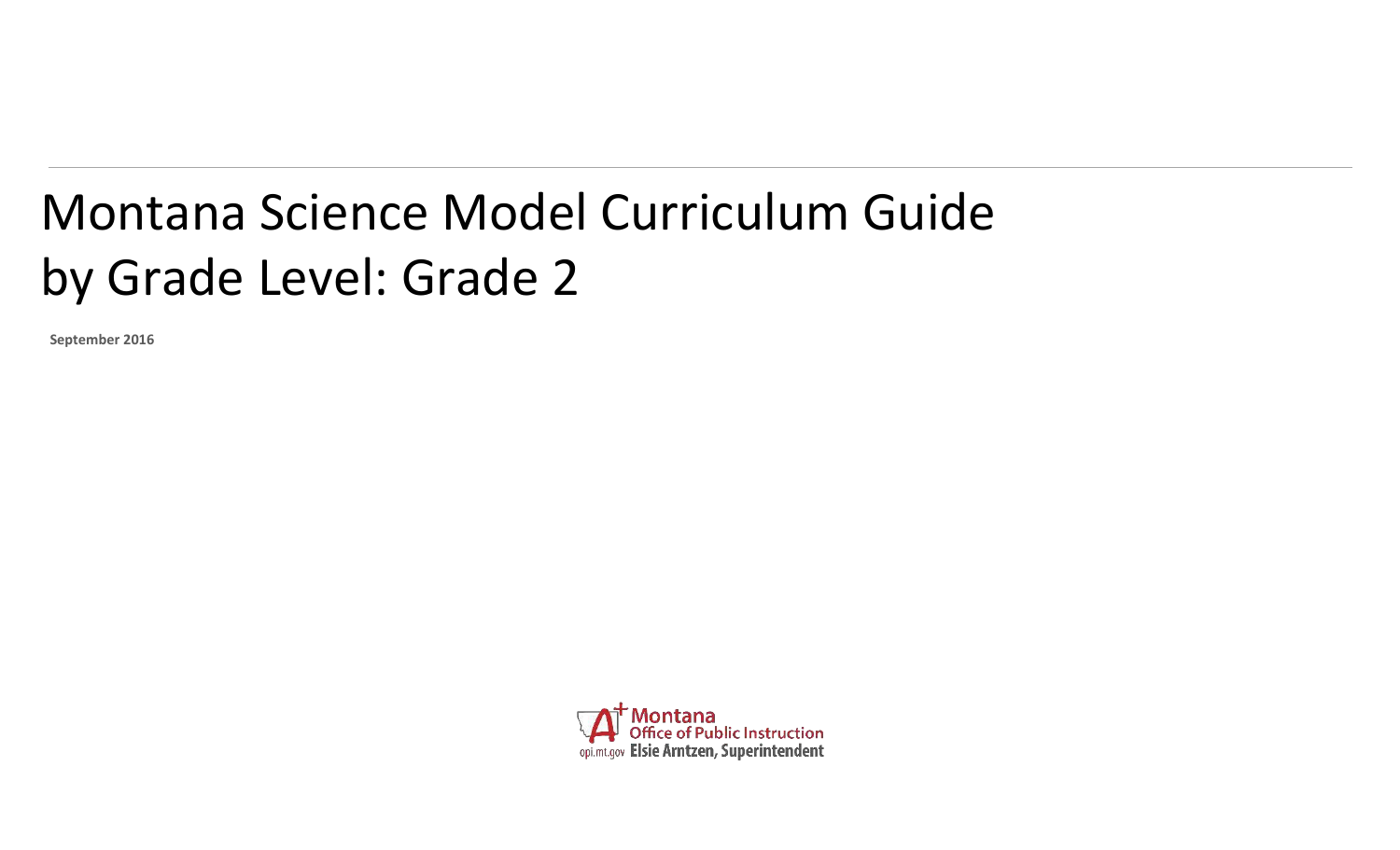# Montana Science Model Curriculum Guide by Grade Level: Grade 2

**September 2016**

Montana Office of Public Instruction
opi.mt.gov Elsie Arntzen, Superintendent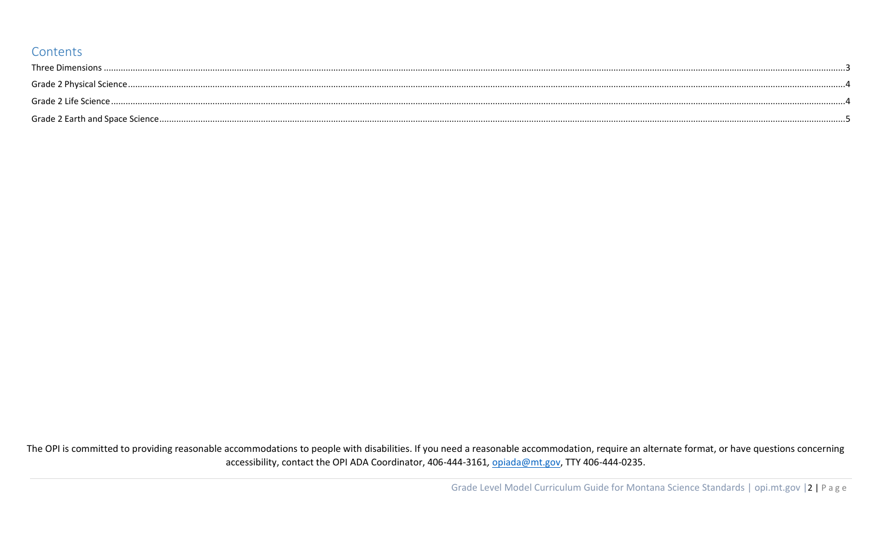## Contents

Three Dimensions .......... 3

Grade 2 Physical Science .......... 4

Grade 2 Life Science .......... 4

Grade 2 Earth and Space Science .......... 5

The OPI is committed to providing reasonable accommodations to people with disabilities. If you need a reasonable accommodation, require an alternate format, or have questions concerning accessibility, contact the OPI ADA Coordinator, 406-444-3161, opiada@mt.gov, TTY 406-444-0235.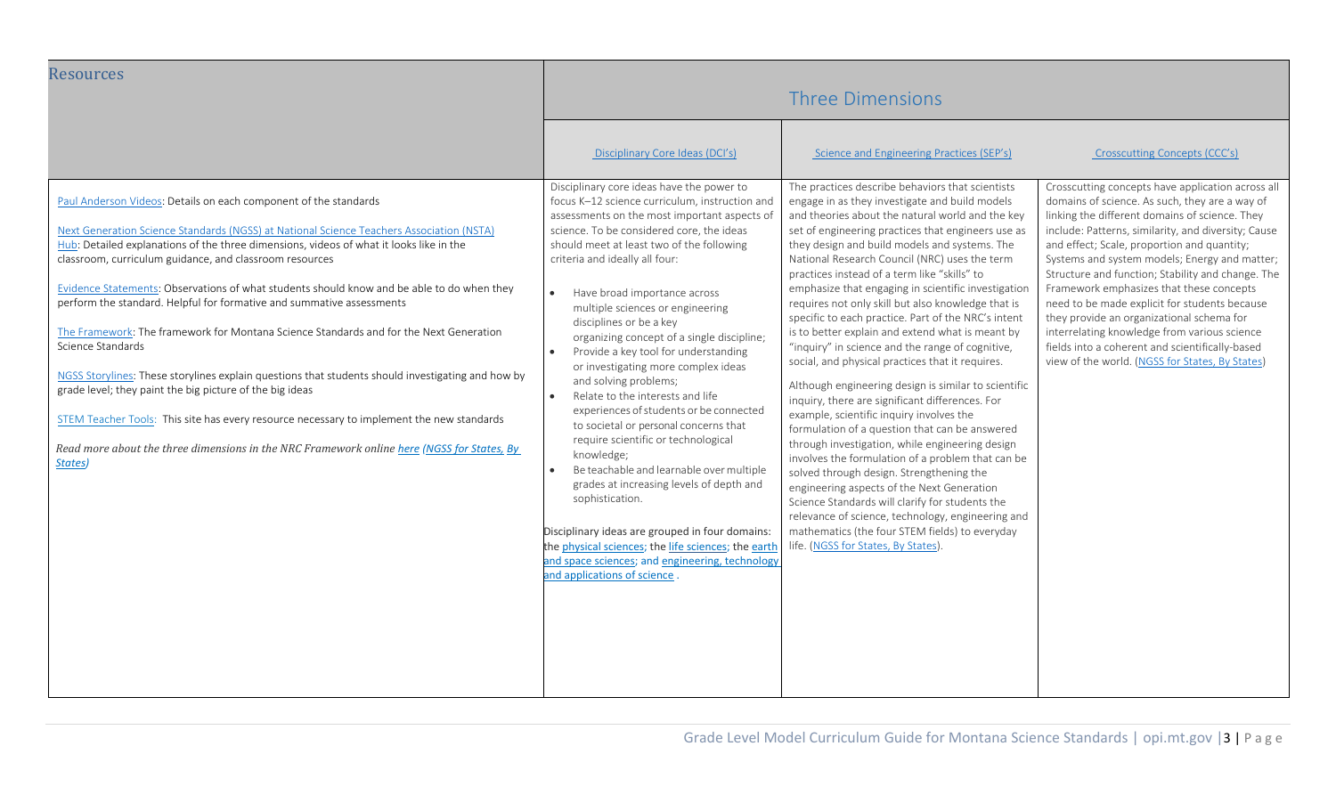| Resources | Three Dimensions | | |
|---|---|---|---|
| | Disciplinary Core Ideas (DCI's) | Science and Engineering Practices (SEP's) | Crosscutting Concepts (CCC's) |
| Paul Anderson Videos: Details on each component of the standards<br><br>Next Generation Science Standards (NGSS) at National Science Teachers Association (NSTA) Hub: Detailed explanations of the three dimensions, videos of what it looks like in the classroom, curriculum guidance, and classroom resources<br><br>Evidence Statements: Observations of what students should know and be able to do when they perform the standard. Helpful for formative and summative assessments<br><br>The Framework: The framework for Montana Science Standards and for the Next Generation Science Standards<br><br>NGSS Storylines: These storylines explain questions that students should investigating and how by grade level; they paint the big picture of the big ideas<br><br>STEM Teacher Tools: This site has every resource necessary to implement the new standards<br><br>*Read more about the three dimensions in the NRC Framework online here (NGSS for States, By States)* | Disciplinary core ideas have the power to focus K–12 science curriculum, instruction and assessments on the most important aspects of science. To be considered core, the ideas should meet at least two of the following criteria and ideally all four:<br><br>• Have broad importance across multiple sciences or engineering disciplines or be a key organizing concept of a single discipline;<br>• Provide a key tool for understanding or investigating more complex ideas and solving problems;<br>• Relate to the interests and life experiences of students or be connected to societal or personal concerns that require scientific or technological knowledge;<br>• Be teachable and learnable over multiple grades at increasing levels of depth and sophistication.<br><br>Disciplinary ideas are grouped in four domains: the physical sciences; the life sciences; the earth and space sciences; and engineering, technology and applications of science . | The practices describe behaviors that scientists engage in as they investigate and build models and theories about the natural world and the key set of engineering practices that engineers use as they design and build models and systems. The National Research Council (NRC) uses the term practices instead of a term like "skills" to emphasize that engaging in scientific investigation requires not only skill but also knowledge that is specific to each practice. Part of the NRC's intent is to better explain and extend what is meant by "inquiry" in science and the range of cognitive, social, and physical practices that it requires.<br><br>Although engineering design is similar to scientific inquiry, there are significant differences. For example, scientific inquiry involves the formulation of a question that can be answered through investigation, while engineering design involves the formulation of a problem that can be solved through design. Strengthening the engineering aspects of the Next Generation Science Standards will clarify for students the relevance of science, technology, engineering and mathematics (the four STEM fields) to everyday life. (NGSS for States, By States). | Crosscutting concepts have application across all domains of science. As such, they are a way of linking the different domains of science. They include: Patterns, similarity, and diversity; Cause and effect; Scale, proportion and quantity; Systems and system models; Energy and matter; Structure and function; Stability and change. The Framework emphasizes that these concepts need to be made explicit for students because they provide an organizational schema for interrelating knowledge from various science fields into a coherent and scientifically-based view of the world. (NGSS for States, By States) |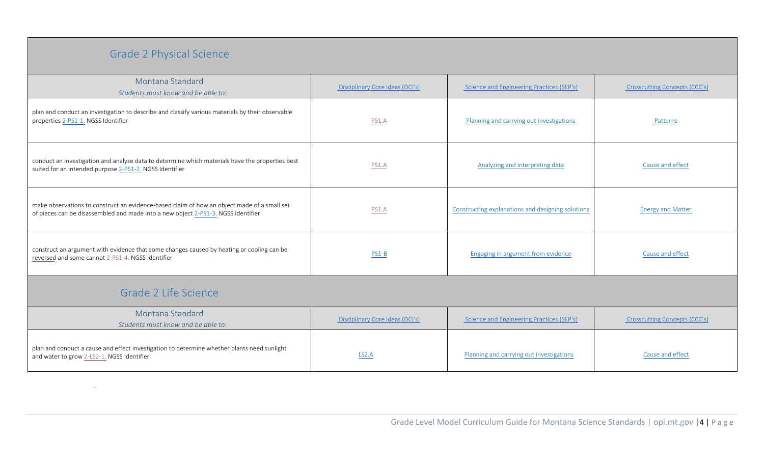## Grade 2 Physical Science

| Montana Standard *Students must know and be able to:* | Disciplinary Core Ideas (DCI's) | Science and Engineering Practices (SEP's) | Crosscutting Concepts (CCC's) |
|---|---|---|---|
| plan and conduct an investigation to describe and classify various materials by their observable properties 2-PS1-1. NGSS Identifier | PS1.A | Planning and carrying out investigations | Patterns |
| conduct an investigation and analyze data to determine which materials have the properties best suited for an intended purpose 2-PS1-2. NGSS Identifier | PS1.A | Analyzing and interpreting data | Cause and effect |
| make observations to construct an evidence-based claim of how an object made of a small set of pieces can be disassembled and made into a new object 2-PS1-3. NGSS Identifier | PS1.A | Constructing explanations and designing solutions | Energy and Matter |
| construct an argument with evidence that some changes caused by heating or cooling can be reversed and some cannot 2-PS1-4. NGSS Identifier | PS1-B | Engaging in argument from evidence | Cause and effect |

## Grade 2 Life Science

| Montana Standard *Students must know and be able to:* | Disciplinary Core Ideas (DCI's) | Science and Engineering Practices (SEP's) | Crosscutting Concepts (CCC's) |
|---|---|---|---|
| plan and conduct a cause and effect investigation to determine whether plants need sunlight and water to grow 2-LS2-1. NGSS Identifier | LS2.A | Planning and carrying out investigations | Cause and effect |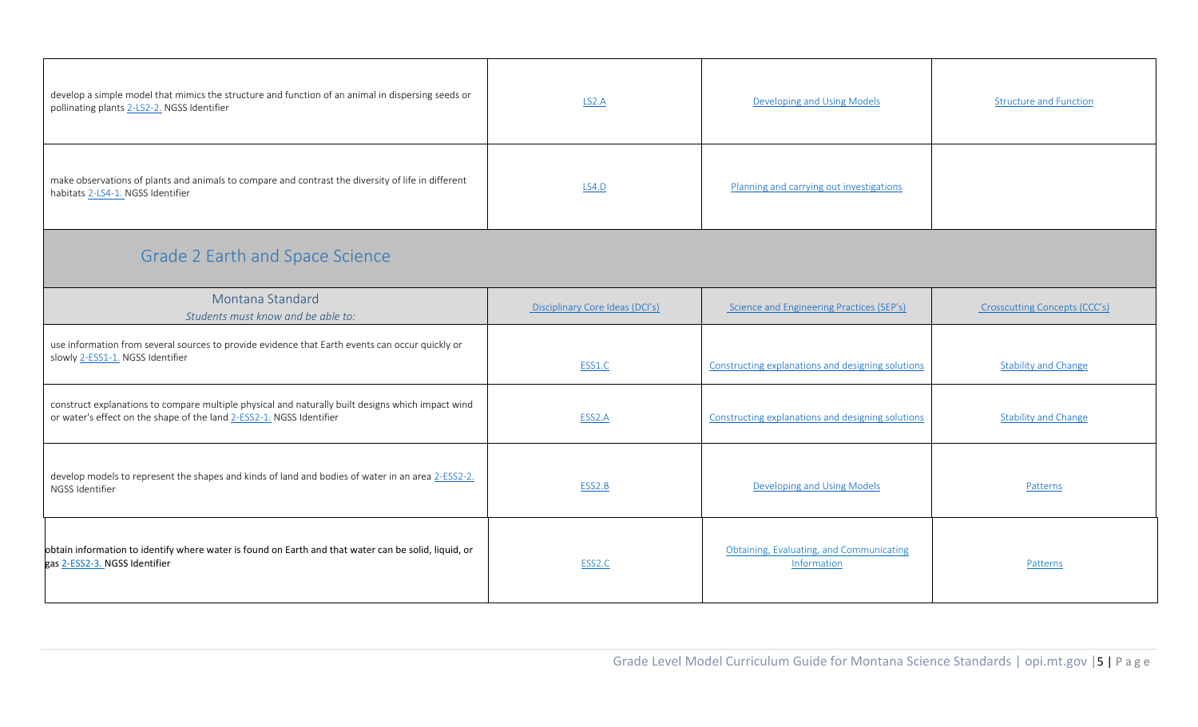| | | | |
|---|---|---|---|
| develop a simple model that mimics the structure and function of an animal in dispersing seeds or pollinating plants 2-LS2-2. NGSS Identifier | LS2.A | Developing and Using Models | Structure and Function |
| make observations of plants and animals to compare and contrast the diversity of life in different habitats 2-LS4-1. NGSS Identifier | LS4.D | Planning and carrying out investigations | |

## Grade 2 Earth and Space Science

| Montana Standard *Students must know and be able to:* | Disciplinary Core Ideas (DCI's) | Science and Engineering Practices (SEP's) | Crosscutting Concepts (CCC's) |
|---|---|---|---|
| use information from several sources to provide evidence that Earth events can occur quickly or slowly 2-ESS1-1. NGSS Identifier | ESS1.C | Constructing explanations and designing solutions | Stability and Change |
| construct explanations to compare multiple physical and naturally built designs which impact wind or water's effect on the shape of the land 2-ESS2-1. NGSS Identifier | ESS2.A | Constructing explanations and designing solutions | Stability and Change |
| develop models to represent the shapes and kinds of land and bodies of water in an area 2-ESS2-2. NGSS Identifier | ESS2.B | Developing and Using Models | Patterns |
| obtain information to identify where water is found on Earth and that water can be solid, liquid, or gas 2-ESS2-3. NGSS Identifier | ESS2.C | Obtaining, Evaluating, and Communicating Information | Patterns |